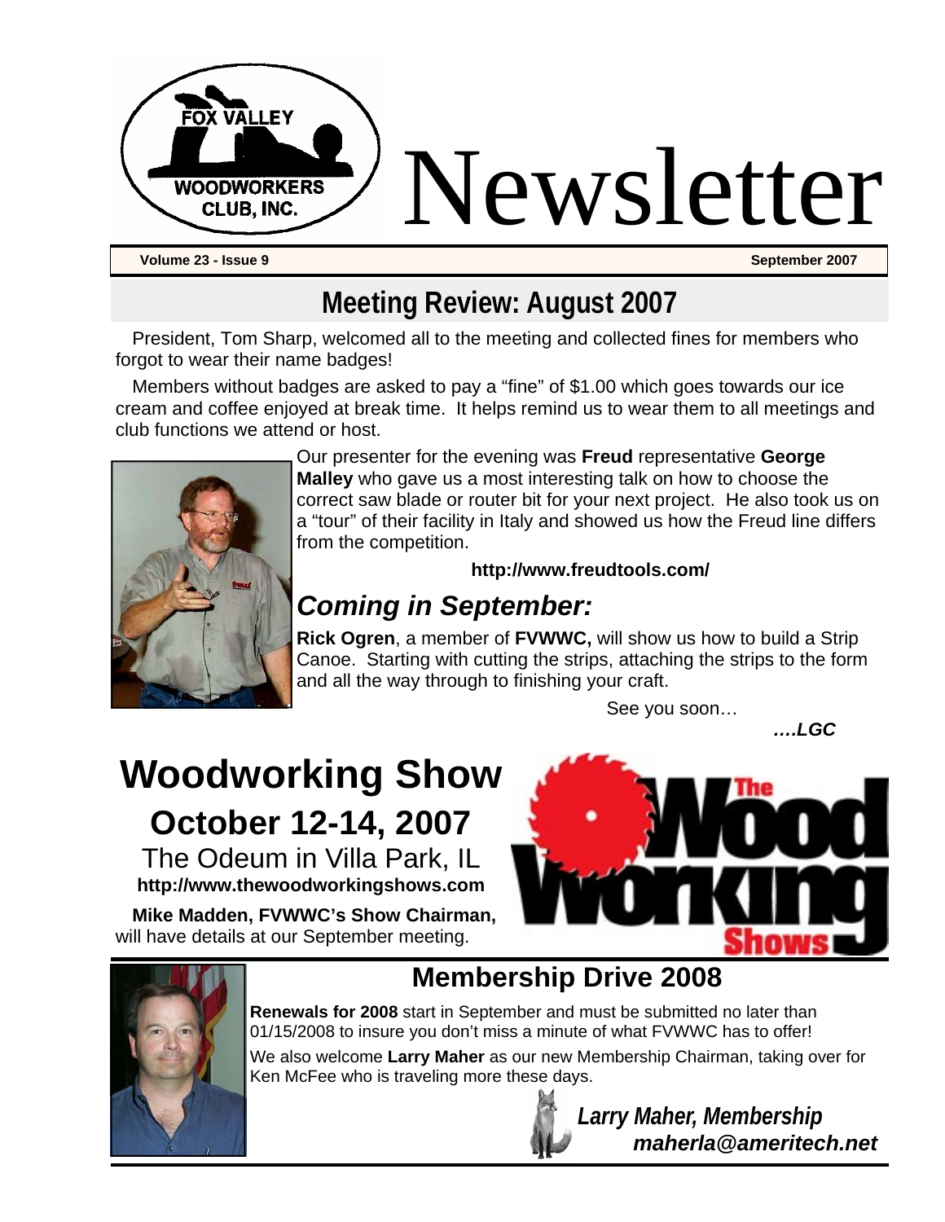# Fox Valley Woodworkers Club, Inc. Newsletter

**Volume 23 - Issue 9** **September 2007**

## Meeting Review: August 2007

President, Tom Sharp, welcomed all to the meeting and collected fines for members who forgot to wear their name badges!

Members without badges are asked to pay a "fine" of $1.00 which goes towards our ice cream and coffee enjoyed at break time. It helps remind us to wear them to all meetings and club functions we attend or host.

Our presenter for the evening was **Freud** representative **George Malley** who gave us a most interesting talk on how to choose the correct saw blade or router bit for your next project. He also took us on a "tour" of their facility in Italy and showed us how the Freud line differs from the competition.

**http://www.freudtools.com/**

### *Coming in September:*

**Rick Ogren**, a member of **FVWWC,** will show us how to build a Strip Canoe. Starting with cutting the strips, attaching the strips to the form and all the way through to finishing your craft.

See you soon…

***….LGC***

# Woodworking Show

## October 12-14, 2007

The Odeum in Villa Park, IL

**http://www.thewoodworkingshows.com**

**Mike Madden, FVWWC's Show Chairman,** will have details at our September meeting.

## Membership Drive 2008

**Renewals for 2008** start in September and must be submitted no later than 01/15/2008 to insure you don't miss a minute of what FVWWC has to offer!

We also welcome **Larry Maher** as our new Membership Chairman, taking over for Ken McFee who is traveling more these days.

***Larry Maher, Membership***
***maherla@ameritech.net***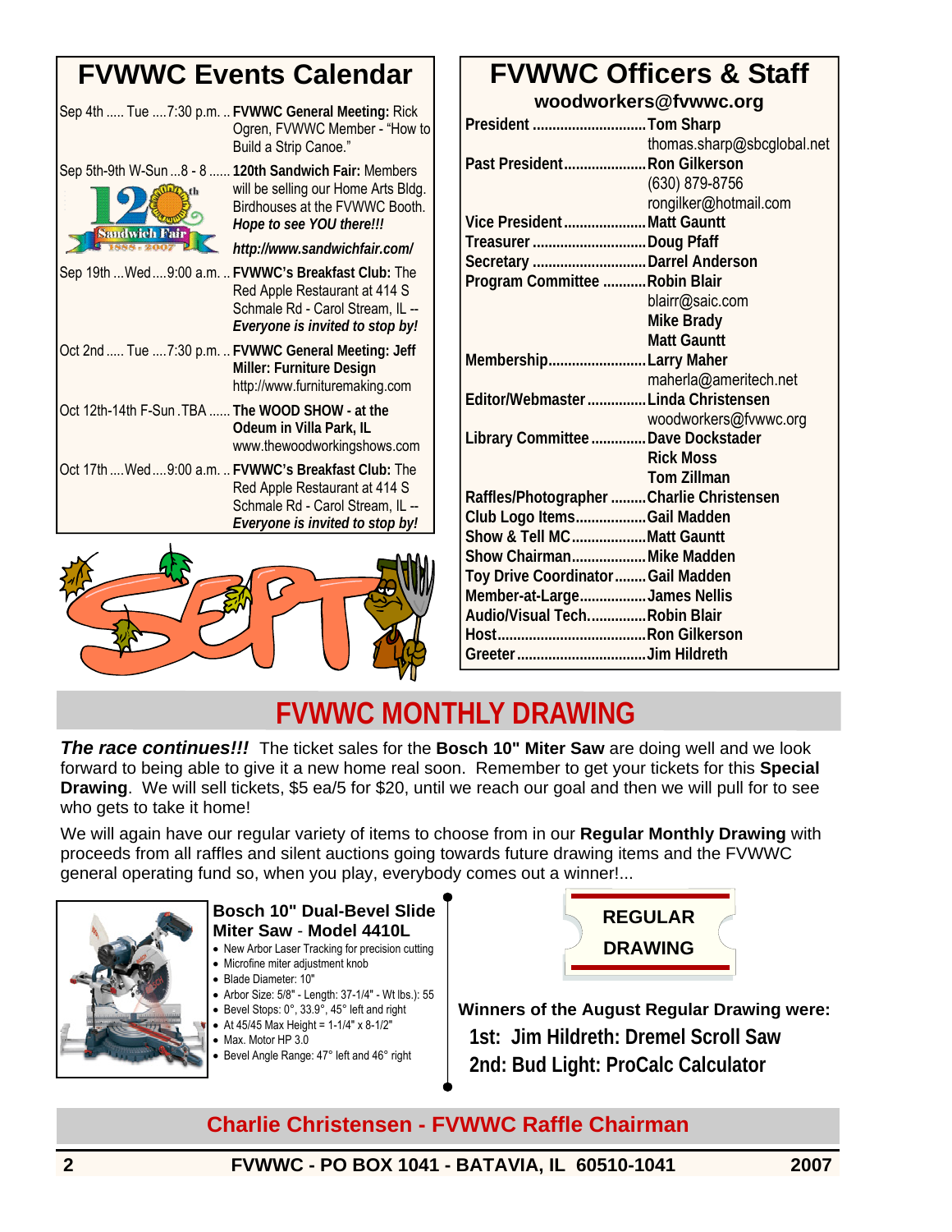## FVWWC Events Calendar

| Date | Event |
|---|---|
| Sep 4th ..... Tue ....7:30 p.m. | **FVWWC General Meeting:** Rick Ogren, FVWWC Member - "How to Build a Strip Canoe." |
| Sep 5th-9th W-Sun ...8 - 8 | **120th Sandwich Fair:** Members will be selling our Home Arts Bldg. Birdhouses at the FVWWC Booth. ***Hope to see YOU there!!!*** ***http://www.sandwichfair.com/*** |
| Sep 19th ...Wed ....9:00 a.m. | **FVWWC's Breakfast Club:** The Red Apple Restaurant at 414 S Schmale Rd - Carol Stream, IL -- ***Everyone is invited to stop by!*** |
| Oct 2nd ..... Tue ....7:30 p.m. | **FVWWC General Meeting: Jeff Miller: Furniture Design** http://www.furnituremaking.com |
| Oct 12th-14th F-Sun .TBA | **The WOOD SHOW - at the Odeum in Villa Park, IL** www.thewoodworkingshows.com |
| Oct 17th ....Wed ....9:00 a.m. | **FVWWC's Breakfast Club:** The Red Apple Restaurant at 414 S Schmale Rd - Carol Stream, IL -- ***Everyone is invited to stop by!*** |

## FVWWC Officers & Staff

**woodworkers@fvwwc.org**

| Position | Name |
|---|---|
| **President** | **Tom Sharp** thomas.sharp@sbcglobal.net |
| **Past President** | **Ron Gilkerson** (630) 879-8756 rongilker@hotmail.com |
| **Vice President** | **Matt Gauntt** |
| **Treasurer** | **Doug Pfaff** |
| **Secretary** | **Darrel Anderson** |
| **Program Committee** | **Robin Blair** blairr@saic.com **Mike Brady** **Matt Gauntt** |
| **Membership** | **Larry Maher** maherla@ameritech.net |
| **Editor/Webmaster** | **Linda Christensen** woodworkers@fvwwc.org |
| **Library Committee** | **Dave Dockstader** **Rick Moss** **Tom Zillman** |
| **Raffles/Photographer** | **Charlie Christensen** |
| **Club Logo Items** | **Gail Madden** |
| **Show & Tell MC** | **Matt Gauntt** |
| **Show Chairman** | **Mike Madden** |
| **Toy Drive Coordinator** | **Gail Madden** |
| **Member-at-Large** | **James Nellis** |
| **Audio/Visual Tech** | **Robin Blair** |
| **Host** | **Ron Gilkerson** |
| **Greeter** | **Jim Hildreth** |

# FVWWC MONTHLY DRAWING

***The race continues!!!*** The ticket sales for the **Bosch 10" Miter Saw** are doing well and we look forward to being able to give it a new home real soon. Remember to get your tickets for this **Special Drawing**. We will sell tickets, $5 ea/5 for $20, until we reach our goal and then we will pull for to see who gets to take it home!

We will again have our regular variety of items to choose from in our **Regular Monthly Drawing** with proceeds from all raffles and silent auctions going towards future drawing items and the FVWWC general operating fund so, when you play, everybody comes out a winner!...

### Bosch 10" Dual-Bevel Slide Miter Saw - Model 4410L

- New Arbor Laser Tracking for precision cutting
- Microfine miter adjustment knob
- Blade Diameter: 10"
- Arbor Size: 5/8" - Length: 37-1/4" - Wt lbs.): 55
- Bevel Stops: 0°, 33.9°, 45° left and right
- At 45/45 Max Height = 1-1/4" x 8-1/2"
- Max. Motor HP 3.0
- Bevel Angle Range: 47° left and 46° right

**REGULAR DRAWING**

**Winners of the August Regular Drawing were:**

**1st: Jim Hildreth: Dremel Scroll Saw**

**2nd: Bud Light: ProCalc Calculator**

**Charlie Christensen - FVWWC Raffle Chairman**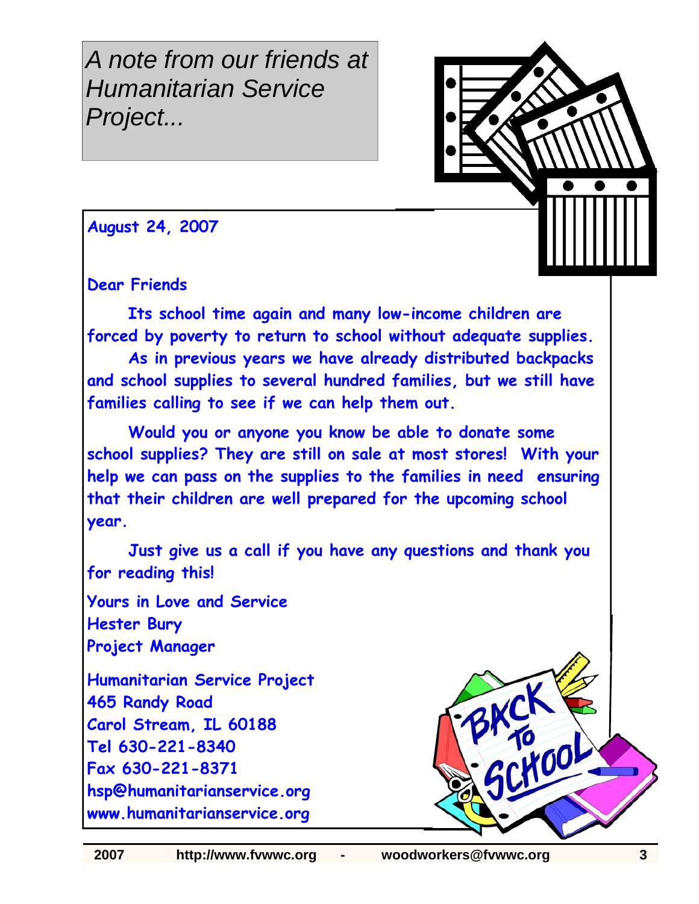*A note from our friends at Humanitarian Service Project...*

**August 24, 2007**

**Dear Friends**

**Its school time again and many low-income children are forced by poverty to return to school without adequate supplies.**

**As in previous years we have already distributed backpacks and school supplies to several hundred families, but we still have families calling to see if we can help them out.**

**Would you or anyone you know be able to donate some school supplies? They are still on sale at most stores! With your help we can pass on the supplies to the families in need ensuring that their children are well prepared for the upcoming school year.**

**Just give us a call if you have any questions and thank you for reading this!**

**Yours in Love and Service**
**Hester Bury**
**Project Manager**

**Humanitarian Service Project**
**465 Randy Road**
**Carol Stream, IL 60188**
**Tel 630-221-8340**
**Fax 630-221-8371**
**hsp@humanitarianservice.org**
**www.humanitarianservice.org**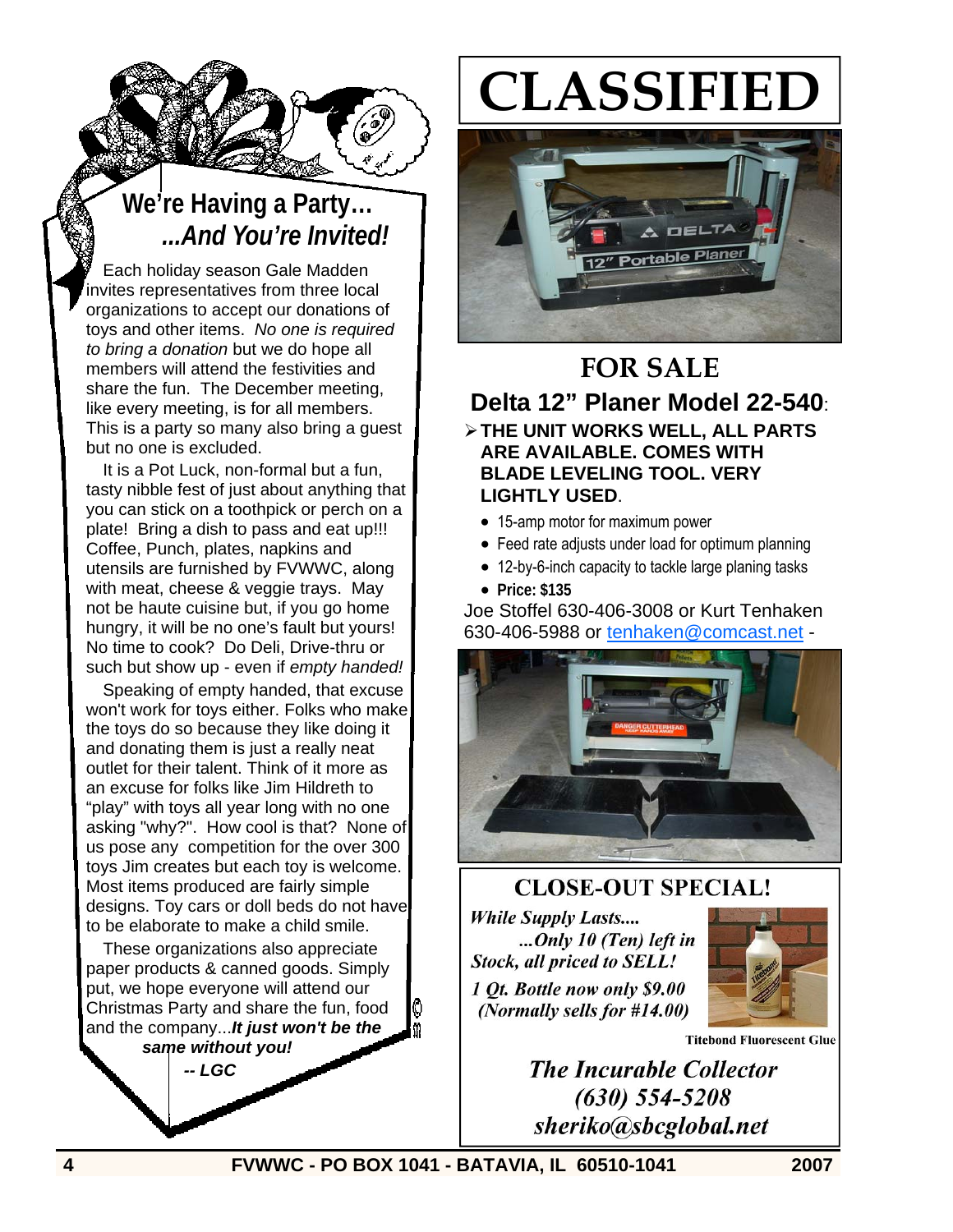## We're Having a Party… ...And You're Invited!

Each holiday season Gale Madden invites representatives from three local organizations to accept our donations of toys and other items. *No one is required to bring a donation* but we do hope all members will attend the festivities and share the fun. The December meeting, like every meeting, is for all members. This is a party so many also bring a guest but no one is excluded.

It is a Pot Luck, non-formal but a fun, tasty nibble fest of just about anything that you can stick on a toothpick or perch on a plate! Bring a dish to pass and eat up!!! Coffee, Punch, plates, napkins and utensils are furnished by FVWWC, along with meat, cheese & veggie trays. May not be haute cuisine but, if you go home hungry, it will be no one's fault but yours! No time to cook? Do Deli, Drive-thru or such but show up - even if *empty handed!*

Speaking of empty handed, that excuse won't work for toys either. Folks who make the toys do so because they like doing it and donating them is just a really neat outlet for their talent. Think of it more as an excuse for folks like Jim Hildreth to "play" with toys all year long with no one asking "why?". How cool is that? None of us pose any competition for the over 300 toys Jim creates but each toy is welcome. Most items produced are fairly simple designs. Toy cars or doll beds do not have to be elaborate to make a child smile.

These organizations also appreciate paper products & canned goods. Simply put, we hope everyone will attend our Christmas Party and share the fun, food and the company...***It just won't be the same without you!***

***-- LGC***

# CLASSIFIED

## FOR SALE

### Delta 12" Planer Model 22-540:

- **THE UNIT WORKS WELL, ALL PARTS ARE AVAILABLE. COMES WITH BLADE LEVELING TOOL. VERY LIGHTLY USED**.
  - 15-amp motor for maximum power
  - Feed rate adjusts under load for optimum planning
  - 12-by-6-inch capacity to tackle large planing tasks
  - **Price: $135**

Joe Stoffel 630-406-3008 or Kurt Tenhaken 630-406-5988 or tenhaken@comcast.net -

## CLOSE-OUT SPECIAL!

***While Supply Lasts.... ...Only 10 (Ten) left in Stock, all priced to SELL!***

***1 Qt. Bottle now only $9.00 (Normally sells for #14.00)***

**Titebond Fluorescent Glue**

***The Incurable Collector***
***(630) 554-5208***
***sheriko@sbcglobal.net***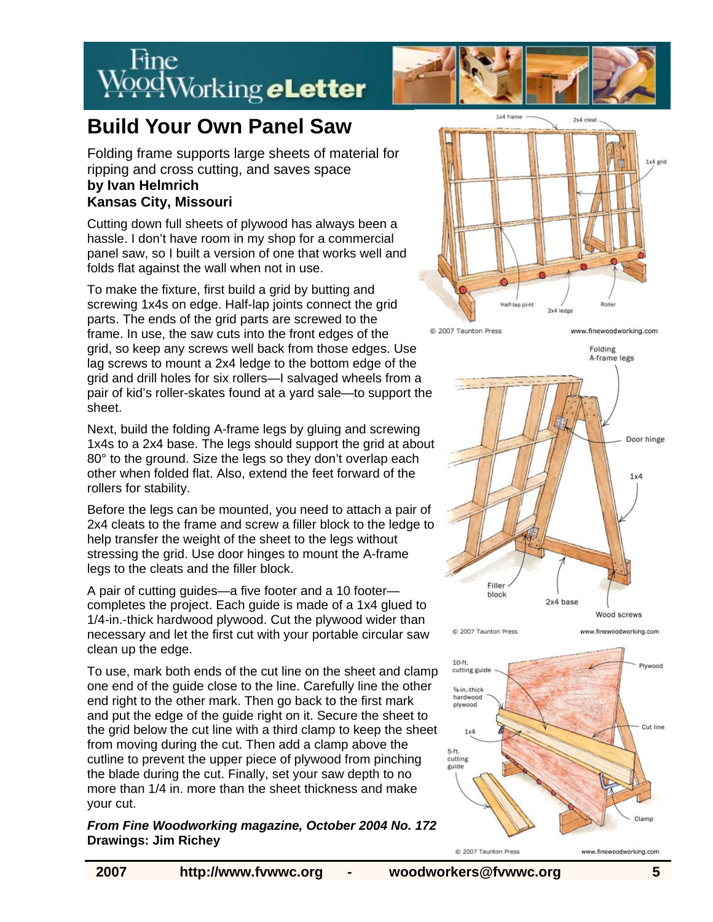# Build Your Own Panel Saw

Folding frame supports large sheets of material for ripping and cross cutting, and saves space

**by Ivan Helmrich**
**Kansas City, Missouri**

Cutting down full sheets of plywood has always been a hassle. I don't have room in my shop for a commercial panel saw, so I built a version of one that works well and folds flat against the wall when not in use.

To make the fixture, first build a grid by butting and screwing 1x4s on edge. Half-lap joints connect the grid parts. The ends of the grid parts are screwed to the frame. In use, the saw cuts into the front edges of the grid, so keep any screws well back from those edges. Use lag screws to mount a 2x4 ledge to the bottom edge of the grid and drill holes for six rollers—I salvaged wheels from a pair of kid's roller-skates found at a yard sale—to support the sheet.

Next, build the folding A-frame legs by gluing and screwing 1x4s to a 2x4 base. The legs should support the grid at about 80° to the ground. Size the legs so they don't overlap each other when folded flat. Also, extend the feet forward of the rollers for stability.

Before the legs can be mounted, you need to attach a pair of 2x4 cleats to the frame and screw a filler block to the ledge to help transfer the weight of the sheet to the legs without stressing the grid. Use door hinges to mount the A-frame legs to the cleats and the filler block.

A pair of cutting guides—a five footer and a 10 footer—completes the project. Each guide is made of a 1x4 glued to 1/4-in.-thick hardwood plywood. Cut the plywood wider than necessary and let the first cut with your portable circular saw clean up the edge.

To use, mark both ends of the cut line on the sheet and clamp one end of the guide close to the line. Carefully line the other end right to the other mark. Then go back to the first mark and put the edge of the guide right on it. Secure the sheet to the grid below the cut line with a third clamp to keep the sheet from moving during the cut. Then add a clamp above the cutline to prevent the upper piece of plywood from pinching the blade during the cut. Finally, set your saw depth to no more than 1/4 in. more than the sheet thickness and make your cut.

***From Fine Woodworking magazine, October 2004 No. 172***
**Drawings: Jim Richey**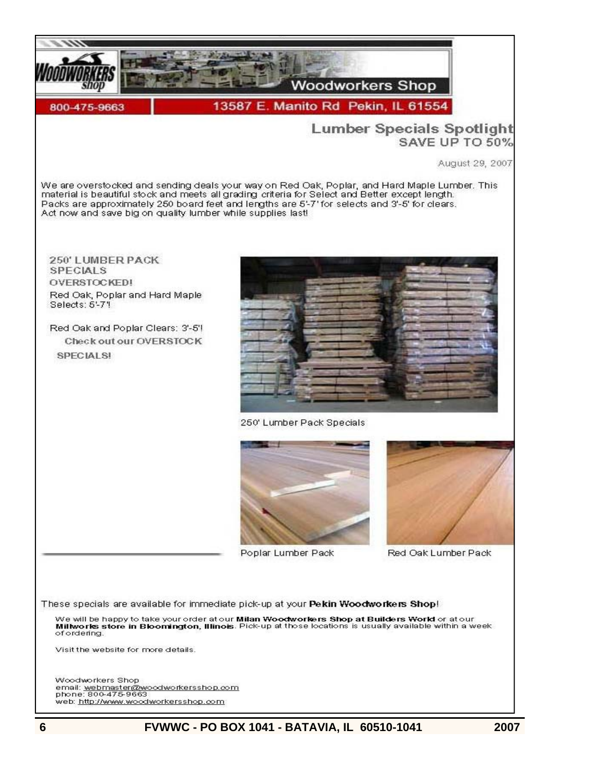# Woodworkers Shop

800-475-9663 | 13587 E. Manito Rd Pekin, IL 61554

## Lumber Specials Spotlight
### SAVE UP TO 50%

August 29, 2007

We are overstocked and sending deals your way on Red Oak, Poplar, and Hard Maple Lumber. This material is beautiful stock and meets all grading criteria for Select and Better except length. Packs are approximately 250 board feet and lengths are 5'-7' for selects and 3'-5' for clears. Act now and save big on quality lumber while supplies last!

**250' LUMBER PACK SPECIALS**

**OVERSTOCKED!**

Red Oak, Poplar and Hard Maple Selects: 5'-7'!

Red Oak and Poplar Clears: 3'-5'!

**Check out our OVERSTOCK SPECIALS!**

250' Lumber Pack Specials

Poplar Lumber Pack

Red Oak Lumber Pack

These specials are available for immediate pick-up at your **Pekin Woodworkers Shop**!

We will be happy to take your order at our **Milan Woodworkers Shop at Builders World** or at our **Millworks store in Bloomington, Illinois**. Pick-up at those locations is usually available within a week of ordering.

Visit the website for more details.

Woodworkers Shop
email: webmaster@woodworkersshop.com
phone: 800-475-9663
web: http://www.woodworkersshop.com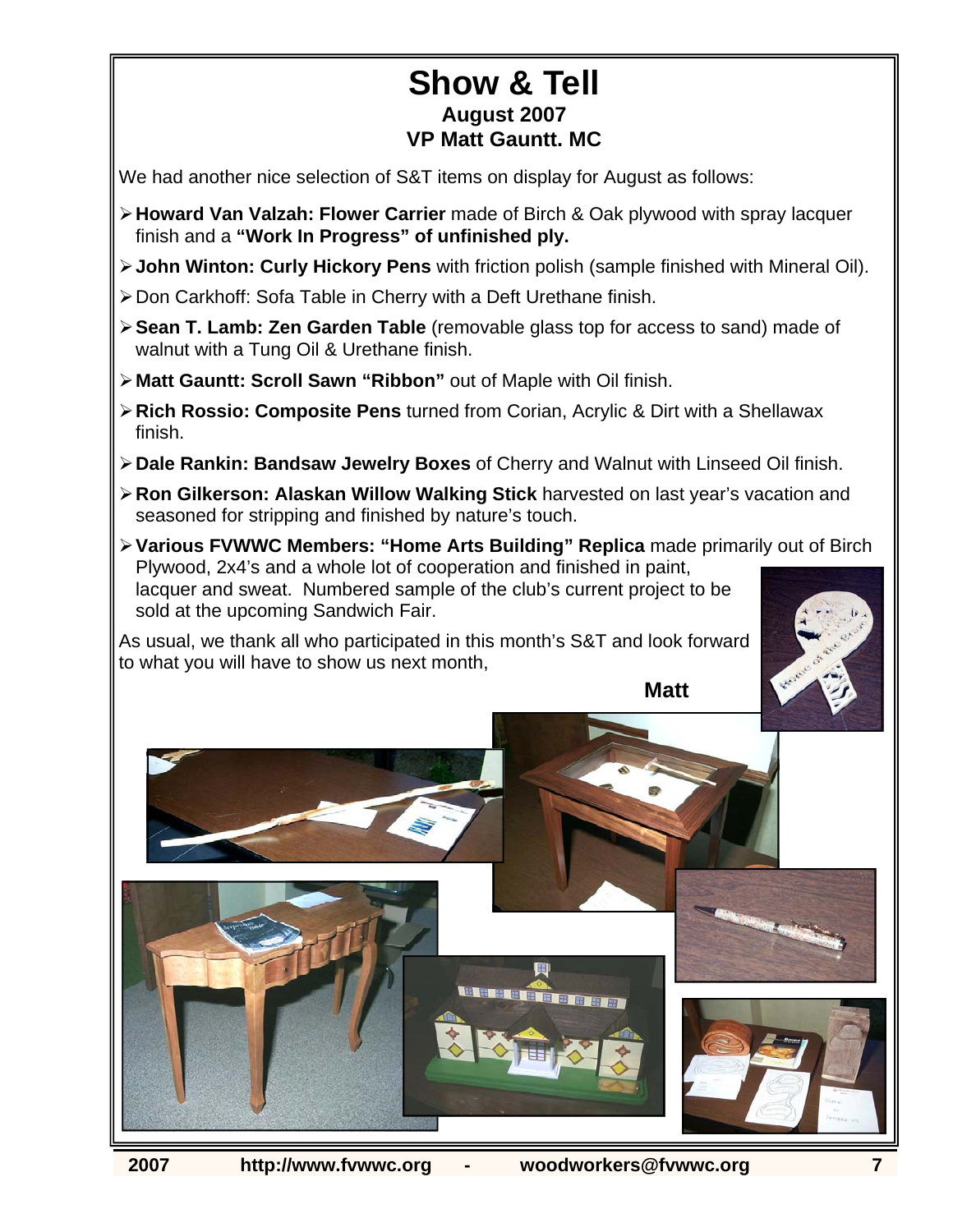# Show & Tell

### August 2007
### VP Matt Gauntt. MC

We had another nice selection of S&T items on display for August as follows:

- **Howard Van Valzah: Flower Carrier** made of Birch & Oak plywood with spray lacquer finish and a **"Work In Progress" of unfinished ply.**
- **John Winton: Curly Hickory Pens** with friction polish (sample finished with Mineral Oil).
- Don Carkhoff: Sofa Table in Cherry with a Deft Urethane finish.
- **Sean T. Lamb: Zen Garden Table** (removable glass top for access to sand) made of walnut with a Tung Oil & Urethane finish.
- **Matt Gauntt: Scroll Sawn "Ribbon"** out of Maple with Oil finish.
- **Rich Rossio: Composite Pens** turned from Corian, Acrylic & Dirt with a Shellawax finish.
- **Dale Rankin: Bandsaw Jewelry Boxes** of Cherry and Walnut with Linseed Oil finish.
- **Ron Gilkerson: Alaskan Willow Walking Stick** harvested on last year's vacation and seasoned for stripping and finished by nature's touch.
- **Various FVWWC Members: "Home Arts Building" Replica** made primarily out of Birch Plywood, 2x4's and a whole lot of cooperation and finished in paint, lacquer and sweat. Numbered sample of the club's current project to be sold at the upcoming Sandwich Fair.

As usual, we thank all who participated in this month's S&T and look forward to what you will have to show us next month,

**Matt**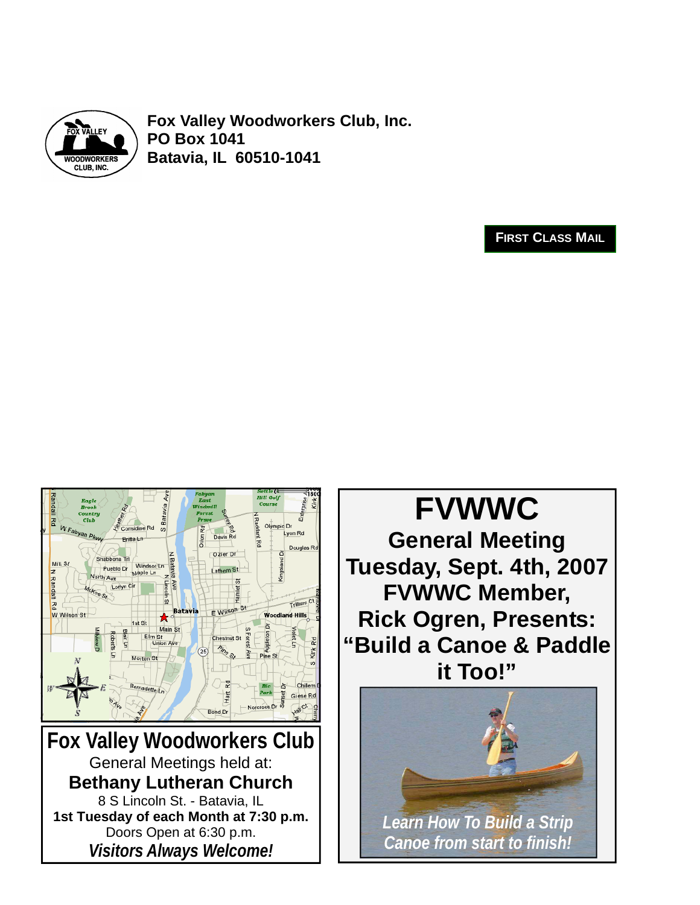**Fox Valley Woodworkers Club, Inc.**
**PO Box 1041**
**Batavia, IL 60510-1041**

**FIRST CLASS MAIL**

## Fox Valley Woodworkers Club

General Meetings held at:

**Bethany Lutheran Church**

8 S Lincoln St. - Batavia, IL

**1st Tuesday of each Month at 7:30 p.m.**

Doors Open at 6:30 p.m.

***Visitors Always Welcome!***

# FVWWC

## General Meeting Tuesday, Sept. 4th, 2007 FVWWC Member, Rick Ogren, Presents: “Build a Canoe & Paddle it Too!”

*Learn How To Build a Strip Canoe from start to finish!*